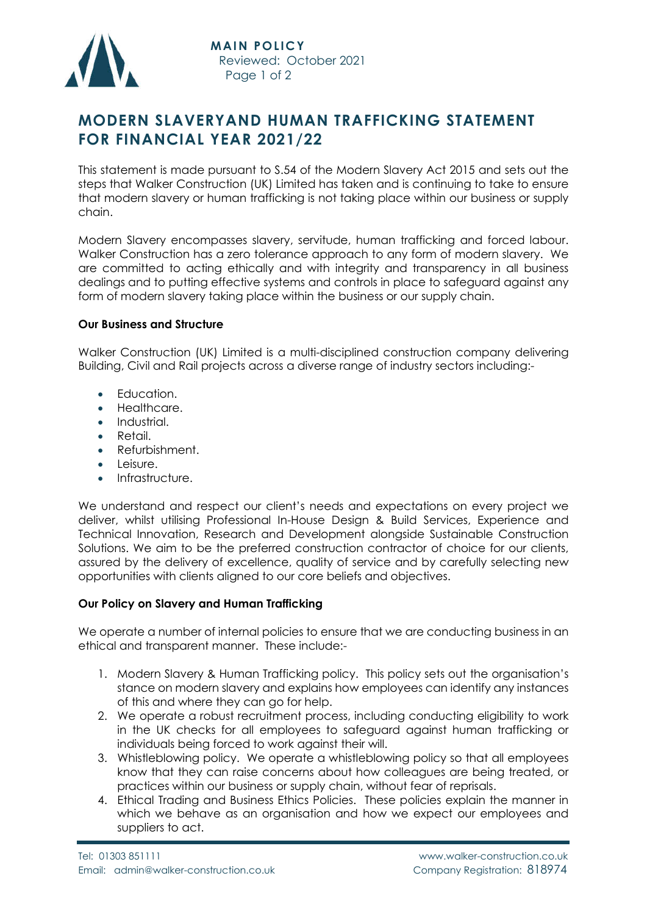**MAIN POLICY**
Reviewed: October 2021

# MODERN SLAVERYAND HUMAN TRAFFICKING STATEMENT FOR FINANCIAL YEAR 2021/22

This statement is made pursuant to S.54 of the Modern Slavery Act 2015 and sets out the steps that Walker Construction (UK) Limited has taken and is continuing to take to ensure that modern slavery or human trafficking is not taking place within our business or supply chain.

Modern Slavery encompasses slavery, servitude, human trafficking and forced labour. Walker Construction has a zero tolerance approach to any form of modern slavery. We are committed to acting ethically and with integrity and transparency in all business dealings and to putting effective systems and controls in place to safeguard against any form of modern slavery taking place within the business or our supply chain.

**Our Business and Structure**

Walker Construction (UK) Limited is a multi-disciplined construction company delivering Building, Civil and Rail projects across a diverse range of industry sectors including:-

- Education.
- Healthcare.
- Industrial.
- Retail.
- Refurbishment.
- Leisure.
- Infrastructure.

We understand and respect our client's needs and expectations on every project we deliver, whilst utilising Professional In-House Design & Build Services, Experience and Technical Innovation, Research and Development alongside Sustainable Construction Solutions. We aim to be the preferred construction contractor of choice for our clients, assured by the delivery of excellence, quality of service and by carefully selecting new opportunities with clients aligned to our core beliefs and objectives.

**Our Policy on Slavery and Human Trafficking**

We operate a number of internal policies to ensure that we are conducting business in an ethical and transparent manner. These include:-

1. Modern Slavery & Human Trafficking policy. This policy sets out the organisation's stance on modern slavery and explains how employees can identify any instances of this and where they can go for help.
2. We operate a robust recruitment process, including conducting eligibility to work in the UK checks for all employees to safeguard against human trafficking or individuals being forced to work against their will.
3. Whistleblowing policy. We operate a whistleblowing policy so that all employees know that they can raise concerns about how colleagues are being treated, or practices within our business or supply chain, without fear of reprisals.
4. Ethical Trading and Business Ethics Policies. These policies explain the manner in which we behave as an organisation and how we expect our employees and suppliers to act.

Tel: 01303 851111
Email: admin@walker-construction.co.uk
www.walker-construction.co.uk
Company Registration: 818974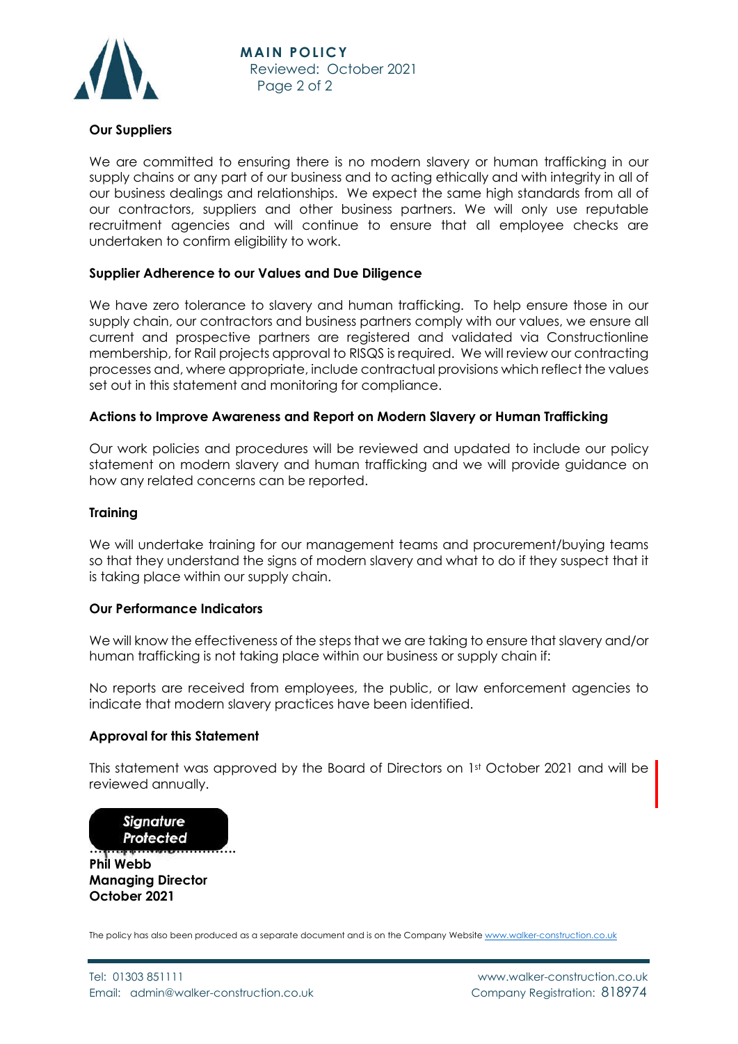**Our Suppliers**

We are committed to ensuring there is no modern slavery or human trafficking in our supply chains or any part of our business and to acting ethically and with integrity in all of our business dealings and relationships. We expect the same high standards from all of our contractors, suppliers and other business partners. We will only use reputable recruitment agencies and will continue to ensure that all employee checks are undertaken to confirm eligibility to work.

**Supplier Adherence to our Values and Due Diligence**

We have zero tolerance to slavery and human trafficking. To help ensure those in our supply chain, our contractors and business partners comply with our values, we ensure all current and prospective partners are registered and validated via Constructionline membership, for Rail projects approval to RISQS is required. We will review our contracting processes and, where appropriate, include contractual provisions which reflect the values set out in this statement and monitoring for compliance.

**Actions to Improve Awareness and Report on Modern Slavery or Human Trafficking**

Our work policies and procedures will be reviewed and updated to include our policy statement on modern slavery and human trafficking and we will provide guidance on how any related concerns can be reported.

**Training**

We will undertake training for our management teams and procurement/buying teams so that they understand the signs of modern slavery and what to do if they suspect that it is taking place within our supply chain.

**Our Performance Indicators**

We will know the effectiveness of the steps that we are taking to ensure that slavery and/or human trafficking is not taking place within our business or supply chain if:

No reports are received from employees, the public, or law enforcement agencies to indicate that modern slavery practices have been identified.

**Approval for this Statement**

This statement was approved by the Board of Directors on 1st October 2021 and will be reviewed annually.

Signature Protected

……………………………

**Phil Webb**
**Managing Director**
**October 2021**

The policy has also been produced as a separate document and is on the Company Website www.walker-construction.co.uk

Tel: 01303 851111
Email: admin@walker-construction.co.uk
www.walker-construction.co.uk
Company Registration: 818974